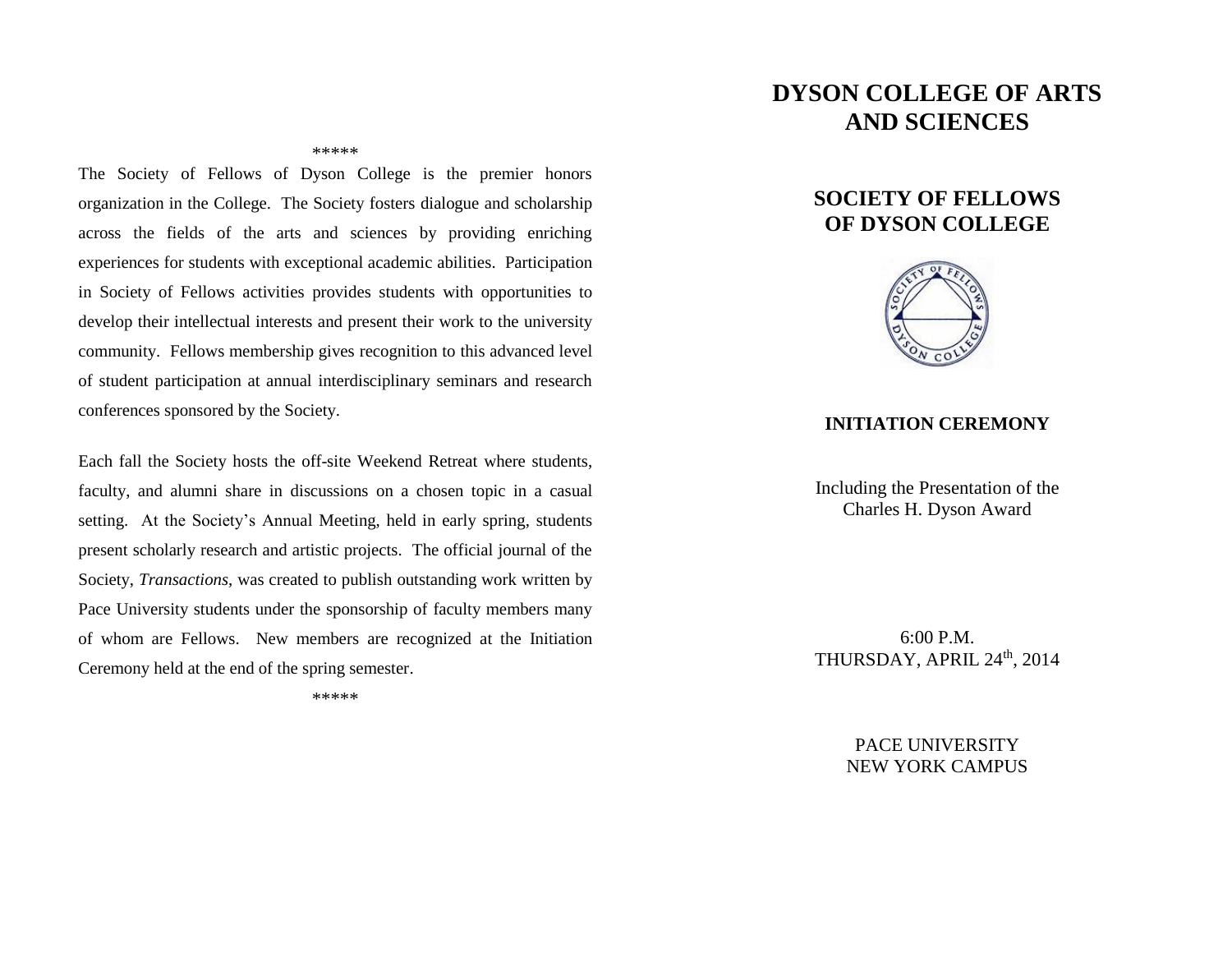\*\*\*\*\*

The Society of Fellows of Dyson College is the premier honors organization in the College. The Society fosters dialogue and scholarship across the fields of the arts and sciences by providing enriching experiences for students with exceptional academic abilities. Participation in Society of Fellows activities provides students with opportunities to develop their intellectual interests and present their work to the university community. Fellows membership gives recognition to this advanced level of student participation at annual interdisciplinary seminars and research conferences sponsored by the Society.

Each fall the Society hosts the off-site Weekend Retreat where students, faculty, and alumni share in discussions on a chosen topic in a casual setting. At the Society's Annual Meeting, held in early spring, students present scholarly research and artistic projects. The official journal of the Society, *Transactions*, was created to publish outstanding work written by Pace University students under the sponsorship of faculty members many of whom are Fellows. New members are recognized at the Initiation Ceremony held at the end of the spring semester.

\*\*\*\*\*

# DYSON COLLEGE OF ARTS AND SCIENCES

## SOCIETY OF FELLOWS OF DYSON COLLEGE

### INITIATION CEREMONY

Including the Presentation of the Charles H. Dyson Award

6:00 P.M.
THURSDAY, APRIL 24th, 2014

PACE UNIVERSITY
NEW YORK CAMPUS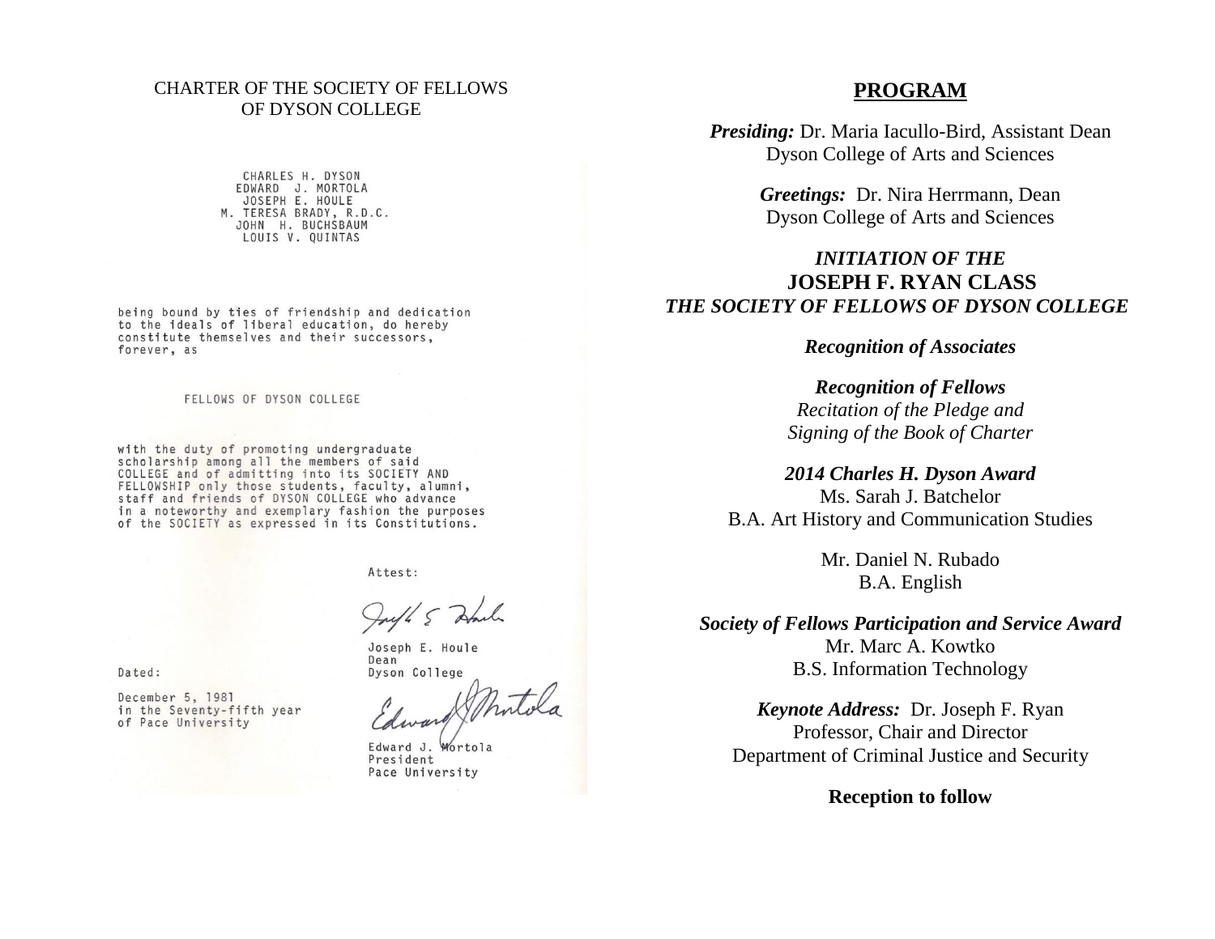CHARTER OF THE SOCIETY OF FELLOWS
OF DYSON COLLEGE

CHARLES H. DYSON
EDWARD J. MORTOLA
JOSEPH E. HOULE
M. TERESA BRADY, R.D.C.
JOHN H. BUCHSBAUM
LOUIS V. QUINTAS

being bound by ties of friendship and dedication to the ideals of liberal education, do hereby constitute themselves and their successors, forever, as

FELLOWS OF DYSON COLLEGE

with the duty of promoting undergraduate scholarship among all the members of said COLLEGE and of admitting into its SOCIETY AND FELLOWSHIP only those students, faculty, alumni, staff and friends of DYSON COLLEGE who advance in a noteworthy and exemplary fashion the purposes of the SOCIETY as expressed in its Constitutions.

Attest:

Joseph E. Houle
Dean
Dyson College

Dated:

December 5, 1981
in the Seventy-fifth year
of Pace University

Edward J. Mortola
President
Pace University

## PROGRAM

***Presiding:*** Dr. Maria Iacullo-Bird, Assistant Dean
Dyson College of Arts and Sciences

***Greetings:*** Dr. Nira Herrmann, Dean
Dyson College of Arts and Sciences

***INITIATION OF THE***
**JOSEPH F. RYAN CLASS**
***THE SOCIETY OF FELLOWS OF DYSON COLLEGE***

***Recognition of Associates***

***Recognition of Fellows***
*Recitation of the Pledge and*
*Signing of the Book of Charter*

***2014 Charles H. Dyson Award***
Ms. Sarah J. Batchelor
B.A. Art History and Communication Studies

Mr. Daniel N. Rubado
B.A. English

***Society of Fellows Participation and Service Award***
Mr. Marc A. Kowtko
B.S. Information Technology

***Keynote Address:*** Dr. Joseph F. Ryan
Professor, Chair and Director
Department of Criminal Justice and Security

**Reception to follow**